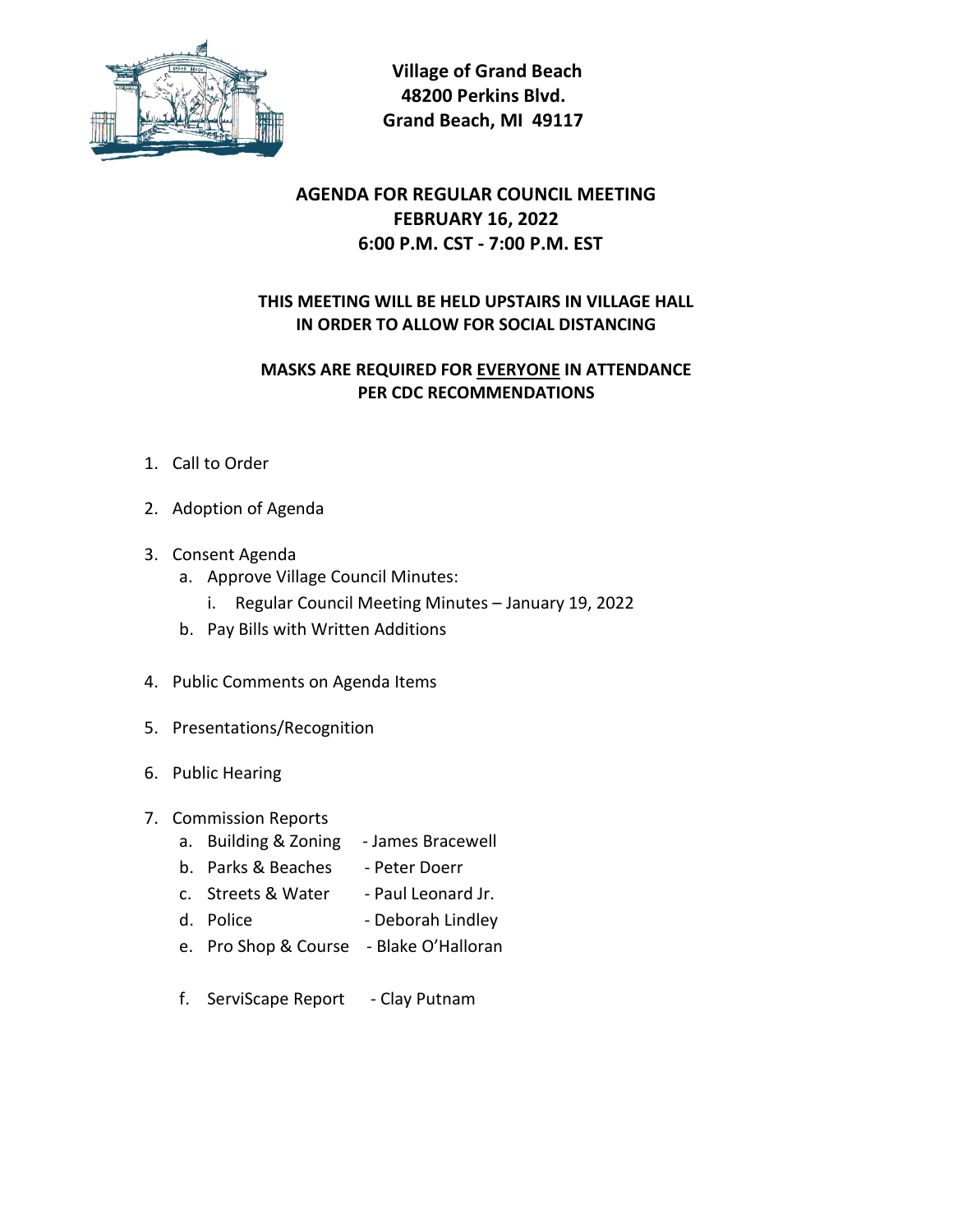**Village of Grand Beach**
**48200 Perkins Blvd.**
**Grand Beach, MI 49117**

## AGENDA FOR REGULAR COUNCIL MEETING
## FEBRUARY 16, 2022
## 6:00 P.M. CST - 7:00 P.M. EST

**THIS MEETING WILL BE HELD UPSTAIRS IN VILLAGE HALL IN ORDER TO ALLOW FOR SOCIAL DISTANCING**

**MASKS ARE REQUIRED FOR <u>EVERYONE</u> IN ATTENDANCE PER CDC RECOMMENDATIONS**

1. Call to Order
2. Adoption of Agenda
3. Consent Agenda
   a. Approve Village Council Minutes:
      i. Regular Council Meeting Minutes – January 19, 2022
   b. Pay Bills with Written Additions
4. Public Comments on Agenda Items
5. Presentations/Recognition
6. Public Hearing
7. Commission Reports
   a. Building & Zoning - James Bracewell
   b. Parks & Beaches - Peter Doerr
   c. Streets & Water - Paul Leonard Jr.
   d. Police - Deborah Lindley
   e. Pro Shop & Course - Blake O'Halloran
   f. ServiScape Report - Clay Putnam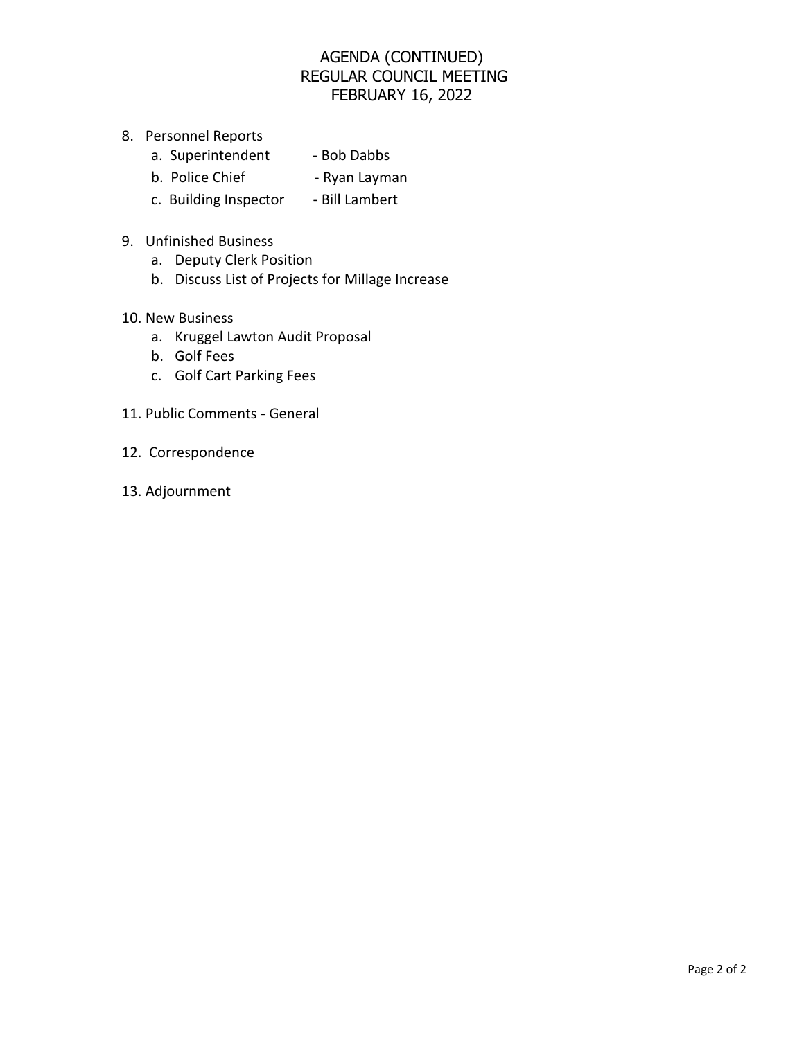# AGENDA (CONTINUED)
# REGULAR COUNCIL MEETING
# FEBRUARY 16, 2022

8. Personnel Reports
   a. Superintendent - Bob Dabbs
   b. Police Chief - Ryan Layman
   c. Building Inspector - Bill Lambert

9. Unfinished Business
   a. Deputy Clerk Position
   b. Discuss List of Projects for Millage Increase

10. New Business
    a. Kruggel Lawton Audit Proposal
    b. Golf Fees
    c. Golf Cart Parking Fees

11. Public Comments - General

12. Correspondence

13. Adjournment